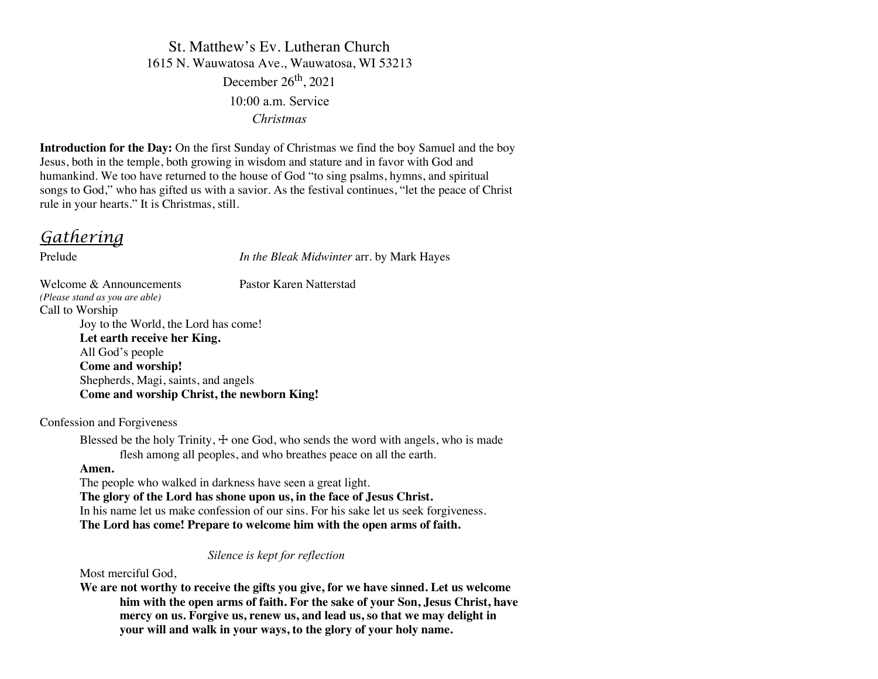# St. Matthew's Ev. Lutheran Church

1615 N. Wauwatosa Ave., Wauwatosa, WI 53213

December 26th, 2021

10:00 a.m. Service

*Christmas*

**Introduction for the Day:** On the first Sunday of Christmas we find the boy Samuel and the boy Jesus, both in the temple, both growing in wisdom and stature and in favor with God and humankind. We too have returned to the house of God "to sing psalms, hymns, and spiritual songs to God," who has gifted us with a savior. As the festival continues, "let the peace of Christ rule in your hearts." It is Christmas, still.

## Gathering

Prelude — *In the Bleak Midwinter* arr. by Mark Hayes

Welcome & Announcements — Pastor Karen Natterstad

*(Please stand as you are able)*

Call to Worship

Joy to the World, the Lord has come!
**Let earth receive her King.**
All God's people
**Come and worship!**
Shepherds, Magi, saints, and angels
**Come and worship Christ, the newborn King!**

Confession and Forgiveness

Blessed be the holy Trinity, ☩ one God, who sends the word with angels, who is made flesh among all peoples, and who breathes peace on all the earth.
**Amen.**
The people who walked in darkness have seen a great light.
**The glory of the Lord has shone upon us, in the face of Jesus Christ.**
In his name let us make confession of our sins. For his sake let us seek forgiveness.
**The Lord has come! Prepare to welcome him with the open arms of faith.**

*Silence is kept for reflection*

Most merciful God,
**We are not worthy to receive the gifts you give, for we have sinned. Let us welcome him with the open arms of faith. For the sake of your Son, Jesus Christ, have mercy on us. Forgive us, renew us, and lead us, so that we may delight in your will and walk in your ways, to the glory of your holy name.**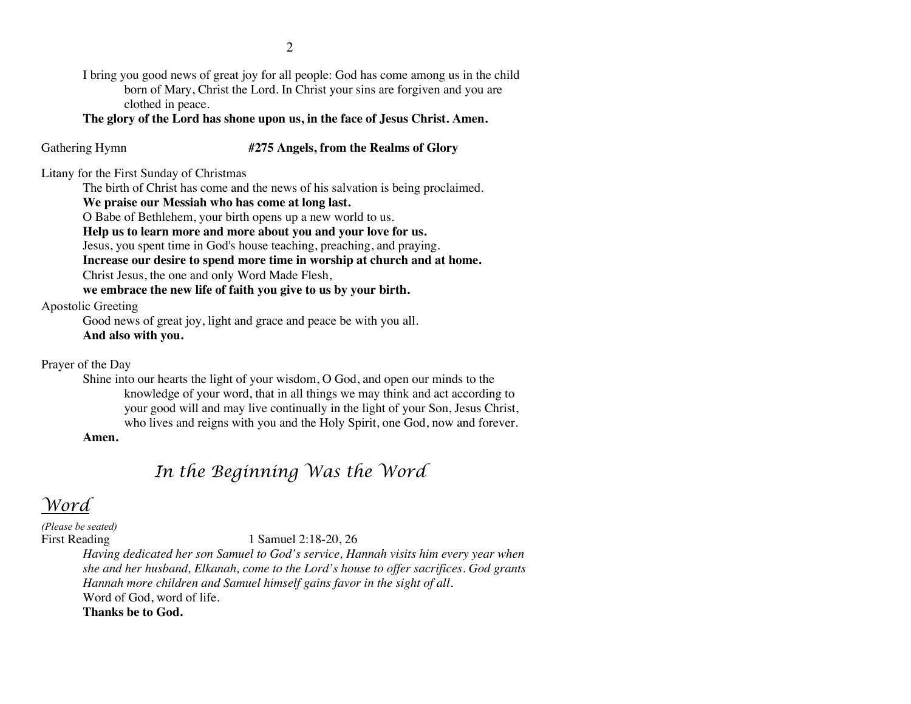I bring you good news of great joy for all people: God has come among us in the child born of Mary, Christ the Lord. In Christ your sins are forgiven and you are clothed in peace.

**The glory of the Lord has shone upon us, in the face of Jesus Christ. Amen.**

Gathering Hymn **#275 Angels, from the Realms of Glory**

Litany for the First Sunday of Christmas

The birth of Christ has come and the news of his salvation is being proclaimed.
**We praise our Messiah who has come at long last.**
O Babe of Bethlehem, your birth opens up a new world to us.
**Help us to learn more and more about you and your love for us.**
Jesus, you spent time in God's house teaching, preaching, and praying.
**Increase our desire to spend more time in worship at church and at home.**
Christ Jesus, the one and only Word Made Flesh,
**we embrace the new life of faith you give to us by your birth.**

Apostolic Greeting

Good news of great joy, light and grace and peace be with you all.
**And also with you.**

Prayer of the Day

Shine into our hearts the light of your wisdom, O God, and open our minds to the knowledge of your word, that in all things we may think and act according to your good will and may live continually in the light of your Son, Jesus Christ, who lives and reigns with you and the Holy Spirit, one God, now and forever.
**Amen.**

# *In the Beginning Was the Word*

## Word

*(Please be seated)*

First Reading 1 Samuel 2:18-20, 26

*Having dedicated her son Samuel to God's service, Hannah visits him every year when she and her husband, Elkanah, come to the Lord's house to offer sacrifices. God grants Hannah more children and Samuel himself gains favor in the sight of all.*

Word of God, word of life.
**Thanks be to God.**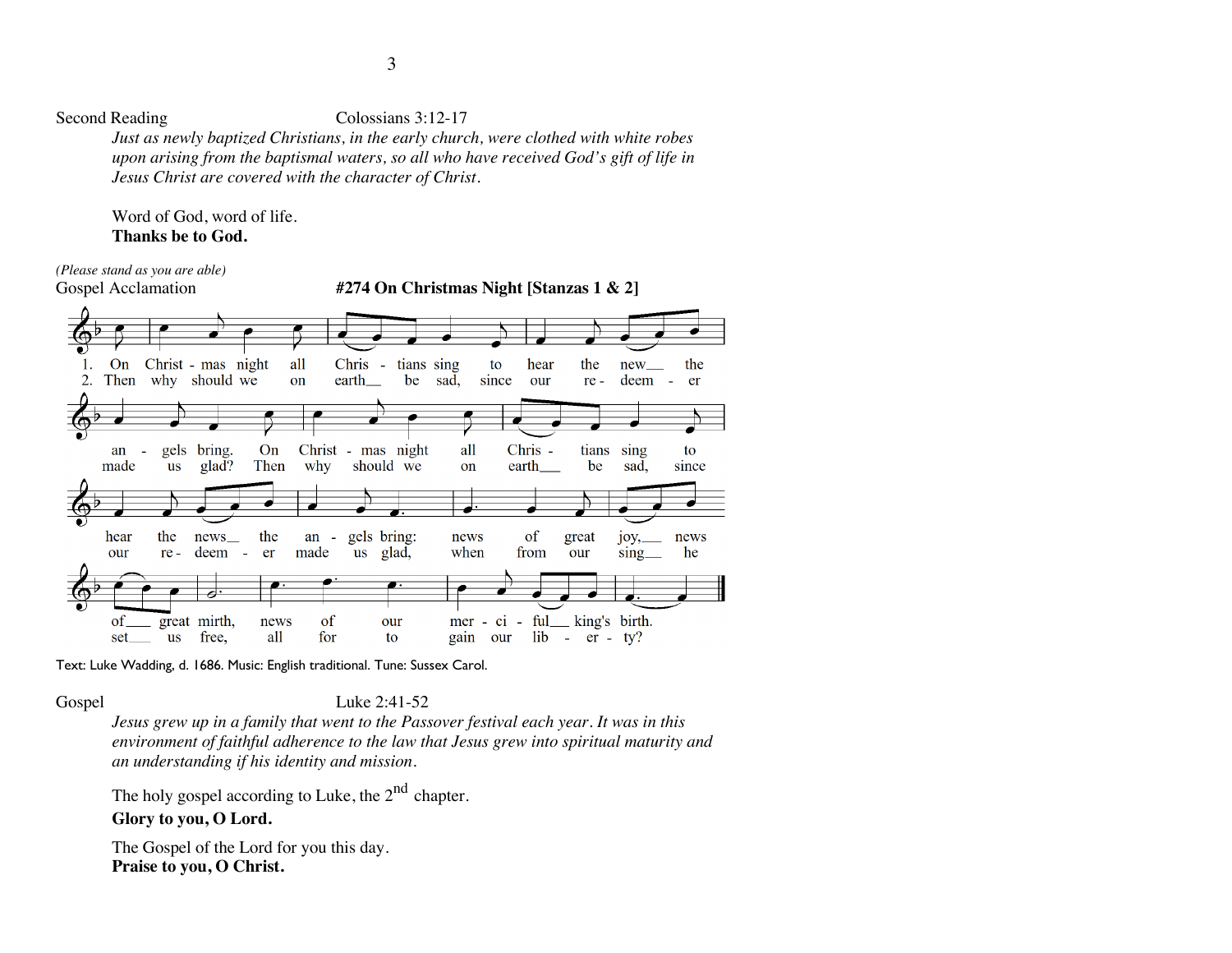Second Reading Colossians 3:12-17

*Just as newly baptized Christians, in the early church, were clothed with white robes upon arising from the baptismal waters, so all who have received God's gift of life in Jesus Christ are covered with the character of Christ.*

Word of God, word of life.
**Thanks be to God.**

*(Please stand as you are able)*

Gospel Acclamation **#274 On Christmas Night [Stanzas 1 & 2]**

1. On Christmas night all Christians sing to hear the new the angels bring. On Christmas night all Christians sing to hear the news the angels bring: news of great joy, news of great mirth, news of our merciful king's birth.

2. Then why should we on earth be sad, since our redeemer made us glad? Then why should we on earth be sad, since our redeemer made us glad, when from our sing he set us free, all for to gain our liberty?

Text: Luke Wadding, d. 1686. Music: English traditional. Tune: Sussex Carol.

Gospel Luke 2:41-52

*Jesus grew up in a family that went to the Passover festival each year. It was in this environment of faithful adherence to the law that Jesus grew into spiritual maturity and an understanding if his identity and mission.*

The holy gospel according to Luke, the 2nd chapter.
**Glory to you, O Lord.**

The Gospel of the Lord for you this day.
**Praise to you, O Christ.**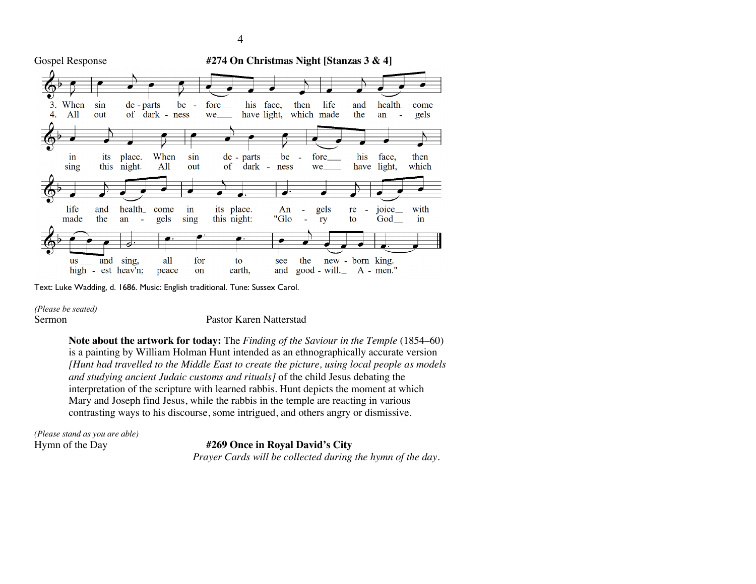Gospel Response **#274 On Christmas Night [Stanzas 3 & 4]**

3. When sin departs before his face, then life and health come in its place. When sin departs before his face, then life and health come in its place. Angels rejoice with us and sing, all for to see the newborn king.

4. All out of darkness we have light, which made the angels sing this night. All out of darkness we have light, which made the angels sing this night: "Glory to God in highest heav'n; peace on earth, and good-will. Amen."

Text: Luke Wadding, d. 1686. Music: English traditional. Tune: Sussex Carol.

*(Please be seated)*

Sermon Pastor Karen Natterstad

> **Note about the artwork for today:** The *Finding of the Saviour in the Temple* (1854–60) is a painting by William Holman Hunt intended as an ethnographically accurate version *[Hunt had travelled to the Middle East to create the picture, using local people as models and studying ancient Judaic customs and rituals]* of the child Jesus debating the interpretation of the scripture with learned rabbis. Hunt depicts the moment at which Mary and Joseph find Jesus, while the rabbis in the temple are reacting in various contrasting ways to his discourse, some intrigued, and others angry or dismissive.

*(Please stand as you are able)*

Hymn of the Day **#269 Once in Royal David's City**

*Prayer Cards will be collected during the hymn of the day.*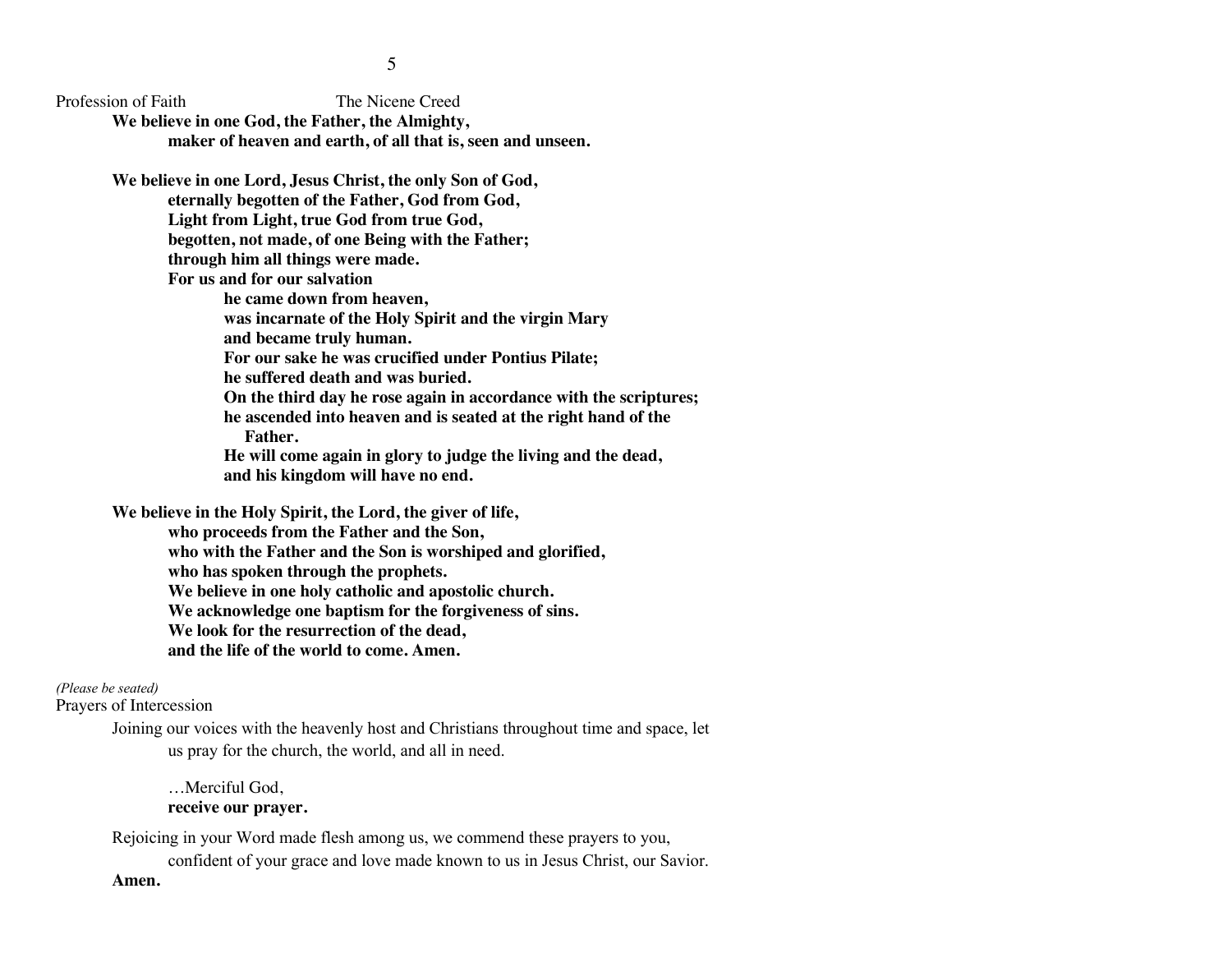Profession of Faith — The Nicene Creed

**We believe in one God, the Father, the Almighty,**
**maker of heaven and earth, of all that is, seen and unseen.**

**We believe in one Lord, Jesus Christ, the only Son of God,**
**eternally begotten of the Father, God from God,**
**Light from Light, true God from true God,**
**begotten, not made, of one Being with the Father;**
**through him all things were made.**
**For us and for our salvation**
**he came down from heaven,**
**was incarnate of the Holy Spirit and the virgin Mary**
**and became truly human.**
**For our sake he was crucified under Pontius Pilate;**
**he suffered death and was buried.**
**On the third day he rose again in accordance with the scriptures;**
**he ascended into heaven and is seated at the right hand of the Father.**
**He will come again in glory to judge the living and the dead,**
**and his kingdom will have no end.**

**We believe in the Holy Spirit, the Lord, the giver of life,**
**who proceeds from the Father and the Son,**
**who with the Father and the Son is worshiped and glorified,**
**who has spoken through the prophets.**
**We believe in one holy catholic and apostolic church.**
**We acknowledge one baptism for the forgiveness of sins.**
**We look for the resurrection of the dead,**
**and the life of the world to come. Amen.**

*(Please be seated)*

Prayers of Intercession

Joining our voices with the heavenly host and Christians throughout time and space, let us pray for the church, the world, and all in need.

…Merciful God,
**receive our prayer.**

Rejoicing in your Word made flesh among us, we commend these prayers to you, confident of your grace and love made known to us in Jesus Christ, our Savior.
**Amen.**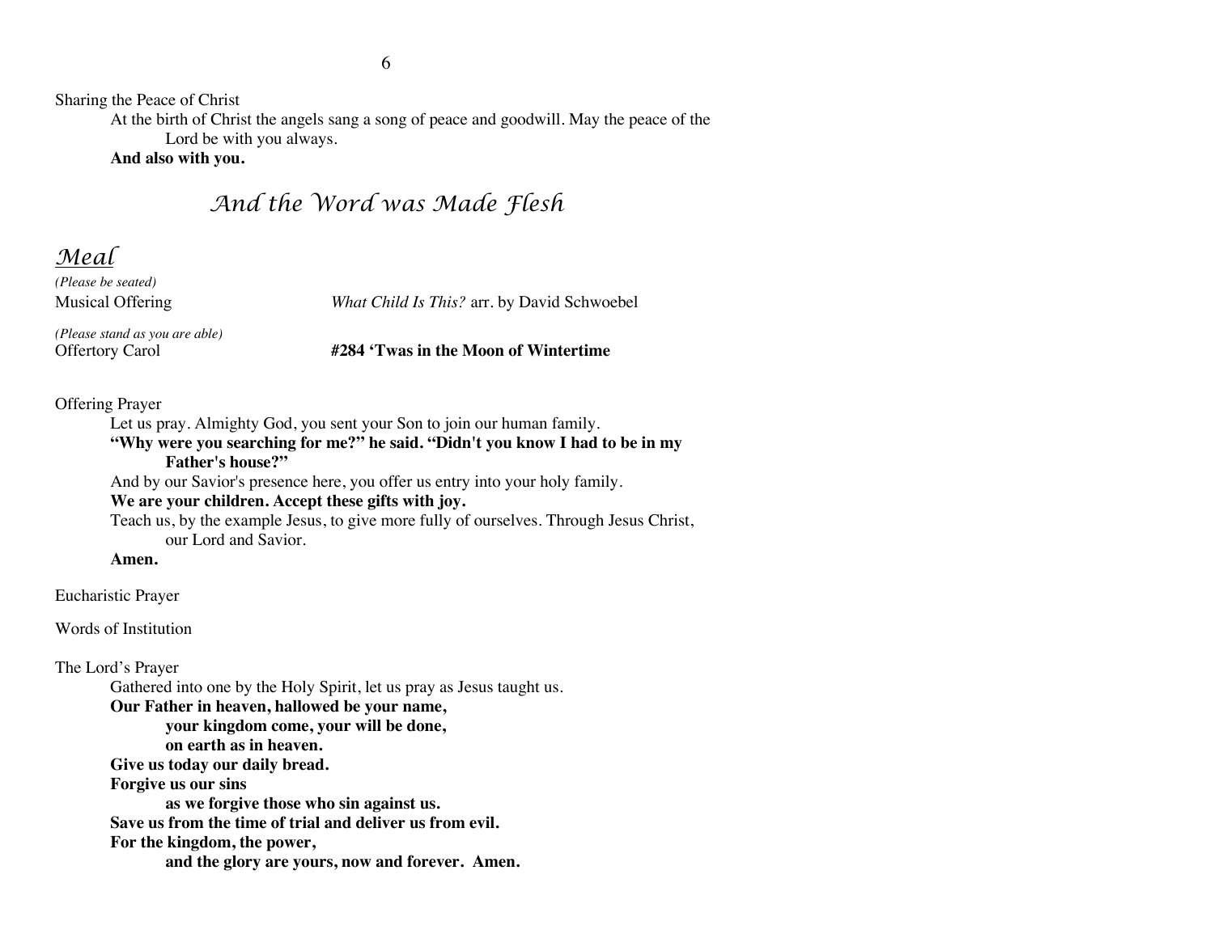Sharing the Peace of Christ

At the birth of Christ the angels sang a song of peace and goodwill. May the peace of the Lord be with you always.

**And also with you.**

## *And the Word was Made Flesh*

## *Meal*

*(Please be seated)*

Musical Offering — *What Child Is This?* arr. by David Schwoebel

*(Please stand as you are able)*

Offertory Carol — **#284 'Twas in the Moon of Wintertime**

Offering Prayer

Let us pray. Almighty God, you sent your Son to join our human family.

**"Why were you searching for me?" he said. "Didn't you know I had to be in my Father's house?"**

And by our Savior's presence here, you offer us entry into your holy family.

**We are your children. Accept these gifts with joy.**

Teach us, by the example Jesus, to give more fully of ourselves. Through Jesus Christ, our Lord and Savior.

**Amen.**

Eucharistic Prayer

Words of Institution

The Lord's Prayer

Gathered into one by the Holy Spirit, let us pray as Jesus taught us.

**Our Father in heaven, hallowed be your name,**
**your kingdom come, your will be done,**
**on earth as in heaven.**
**Give us today our daily bread.**
**Forgive us our sins**
**as we forgive those who sin against us.**
**Save us from the time of trial and deliver us from evil.**
**For the kingdom, the power,**
**and the glory are yours, now and forever. Amen.**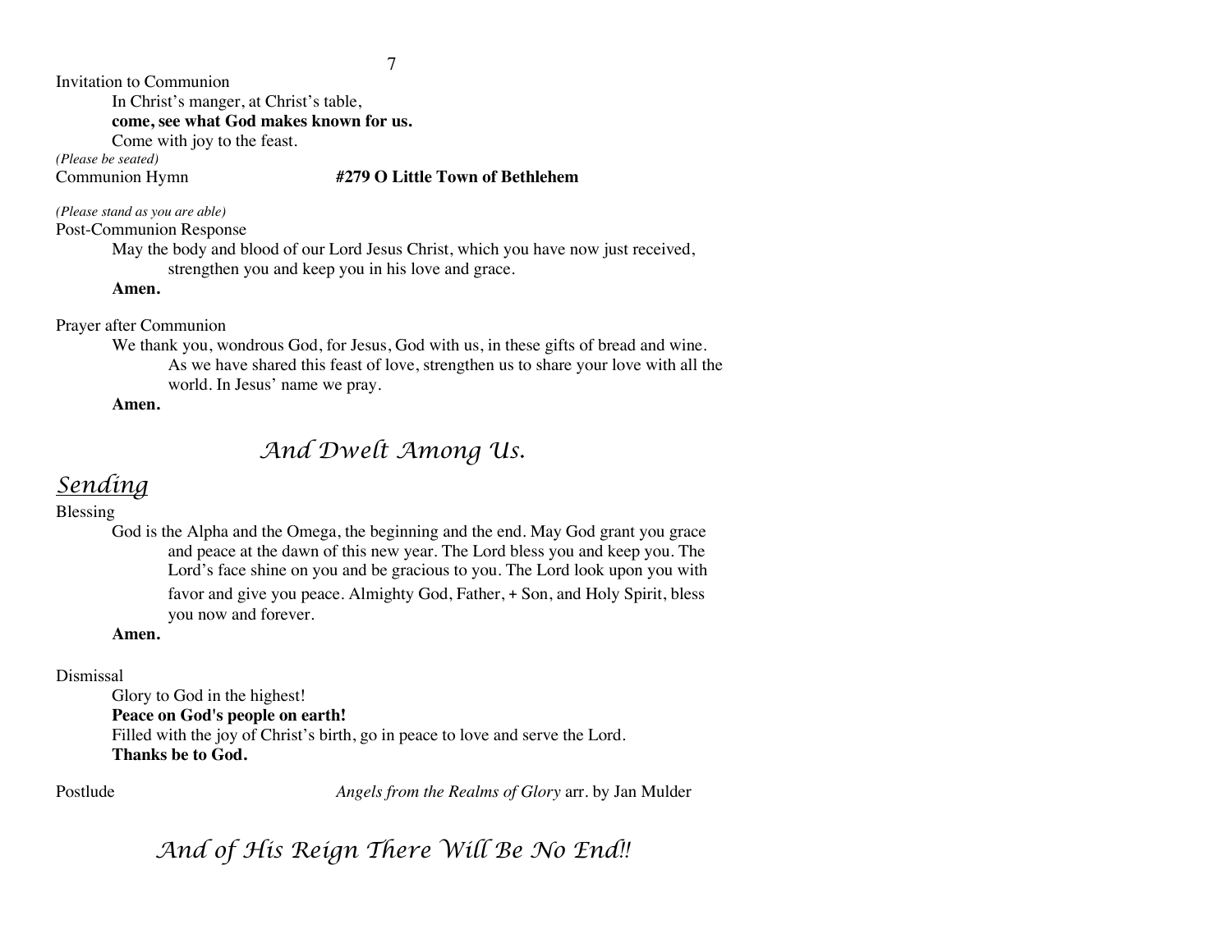Invitation to Communion

In Christ's manger, at Christ's table,
**come, see what God makes known for us.**
Come with joy to the feast.

*(Please be seated)*

Communion Hymn **#279 O Little Town of Bethlehem**

*(Please stand as you are able)*

Post-Communion Response

May the body and blood of our Lord Jesus Christ, which you have now just received, strengthen you and keep you in his love and grace.
**Amen.**

Prayer after Communion

We thank you, wondrous God, for Jesus, God with us, in these gifts of bread and wine. As we have shared this feast of love, strengthen us to share your love with all the world. In Jesus' name we pray.
**Amen.**

## *And Dwelt Among Us.*

## Sending

Blessing

God is the Alpha and the Omega, the beginning and the end. May God grant you grace and peace at the dawn of this new year. The Lord bless you and keep you. The Lord's face shine on you and be gracious to you. The Lord look upon you with favor and give you peace. Almighty God, Father, + Son, and Holy Spirit, bless you now and forever.
**Amen.**

Dismissal

Glory to God in the highest!
**Peace on God's people on earth!**
Filled with the joy of Christ's birth, go in peace to love and serve the Lord.
**Thanks be to God.**

Postlude *Angels from the Realms of Glory* arr. by Jan Mulder

## *And of His Reign There Will Be No End!!*